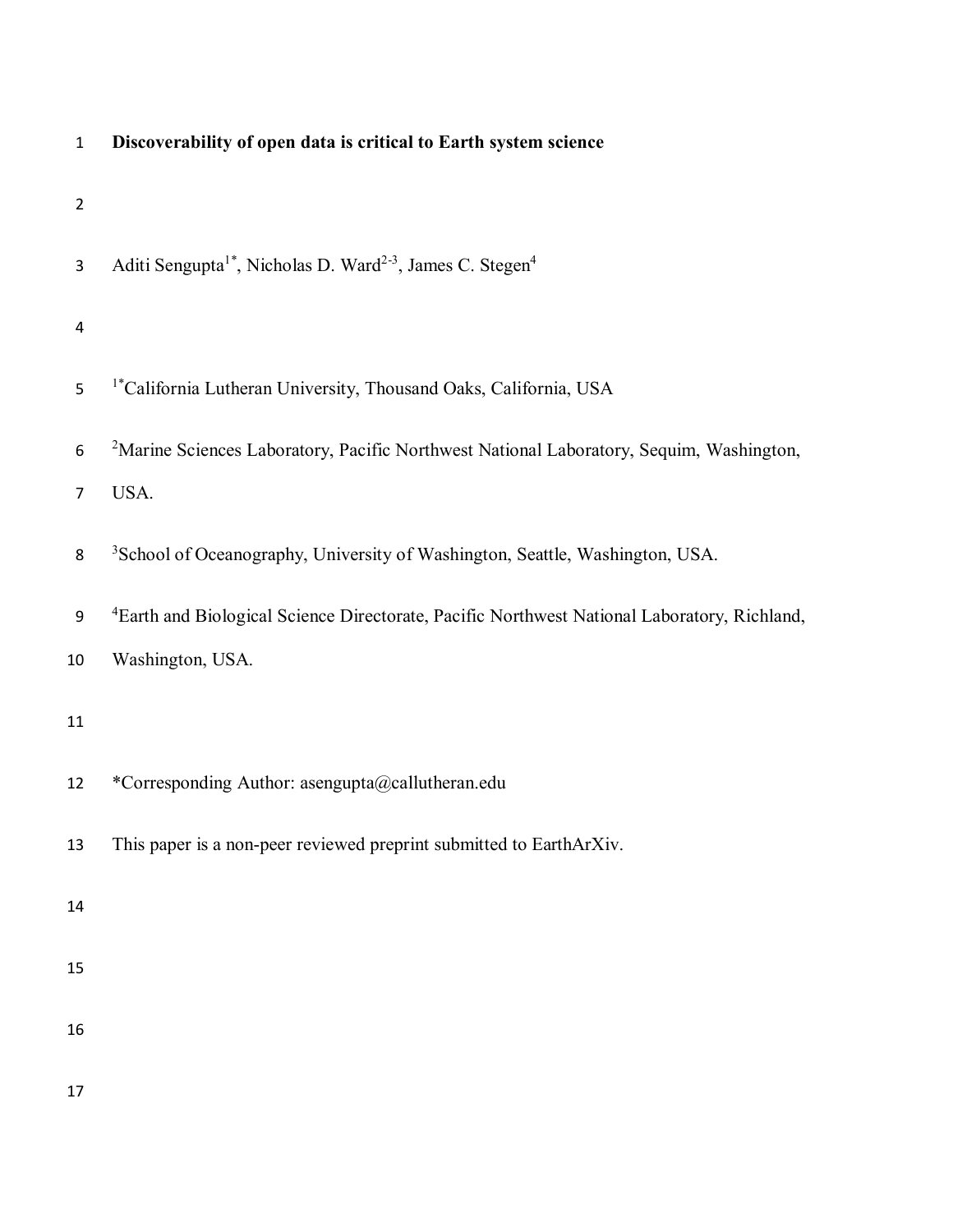# Discoverability of open data is critical to Earth system science

Aditi Sengupta[1*], Nicholas D. Ward[2-3], James C. Stegen[4]

[1*]California Lutheran University, Thousand Oaks, California, USA

[2]Marine Sciences Laboratory, Pacific Northwest National Laboratory, Sequim, Washington, USA.

[3]School of Oceanography, University of Washington, Seattle, Washington, USA.

[4]Earth and Biological Science Directorate, Pacific Northwest National Laboratory, Richland, Washington, USA.

*Corresponding Author: asengupta@callutheran.edu

This paper is a non-peer reviewed preprint submitted to EarthArXiv.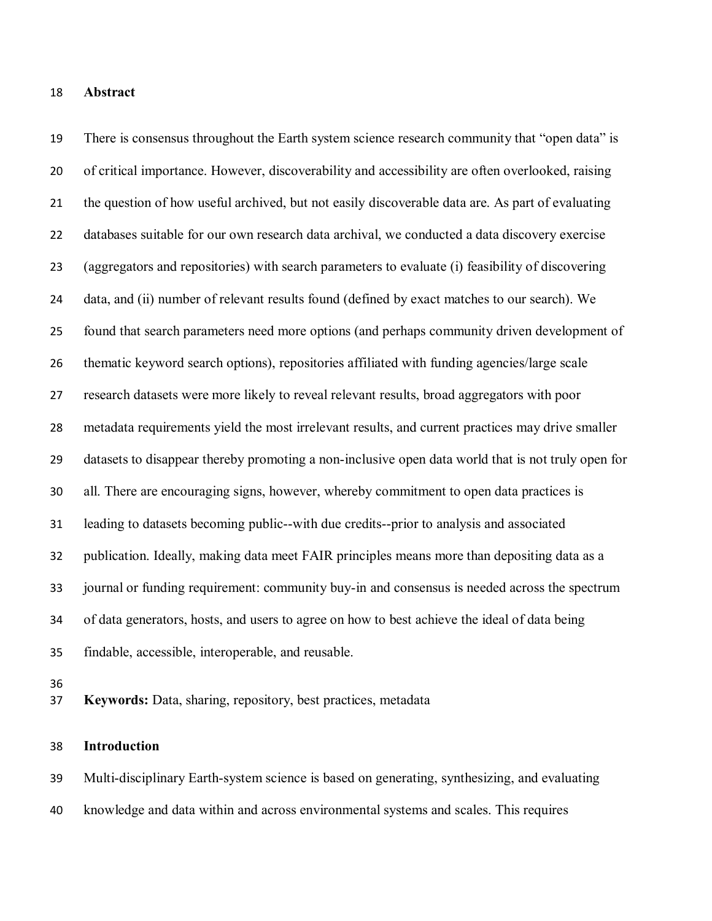## Abstract

There is consensus throughout the Earth system science research community that "open data" is of critical importance. However, discoverability and accessibility are often overlooked, raising the question of how useful archived, but not easily discoverable data are. As part of evaluating databases suitable for our own research data archival, we conducted a data discovery exercise (aggregators and repositories) with search parameters to evaluate (i) feasibility of discovering data, and (ii) number of relevant results found (defined by exact matches to our search). We found that search parameters need more options (and perhaps community driven development of thematic keyword search options), repositories affiliated with funding agencies/large scale research datasets were more likely to reveal relevant results, broad aggregators with poor metadata requirements yield the most irrelevant results, and current practices may drive smaller datasets to disappear thereby promoting a non-inclusive open data world that is not truly open for all. There are encouraging signs, however, whereby commitment to open data practices is leading to datasets becoming public--with due credits--prior to analysis and associated publication. Ideally, making data meet FAIR principles means more than depositing data as a journal or funding requirement: community buy-in and consensus is needed across the spectrum of data generators, hosts, and users to agree on how to best achieve the ideal of data being findable, accessible, interoperable, and reusable.

**Keywords:** Data, sharing, repository, best practices, metadata

## Introduction

Multi-disciplinary Earth-system science is based on generating, synthesizing, and evaluating knowledge and data within and across environmental systems and scales. This requires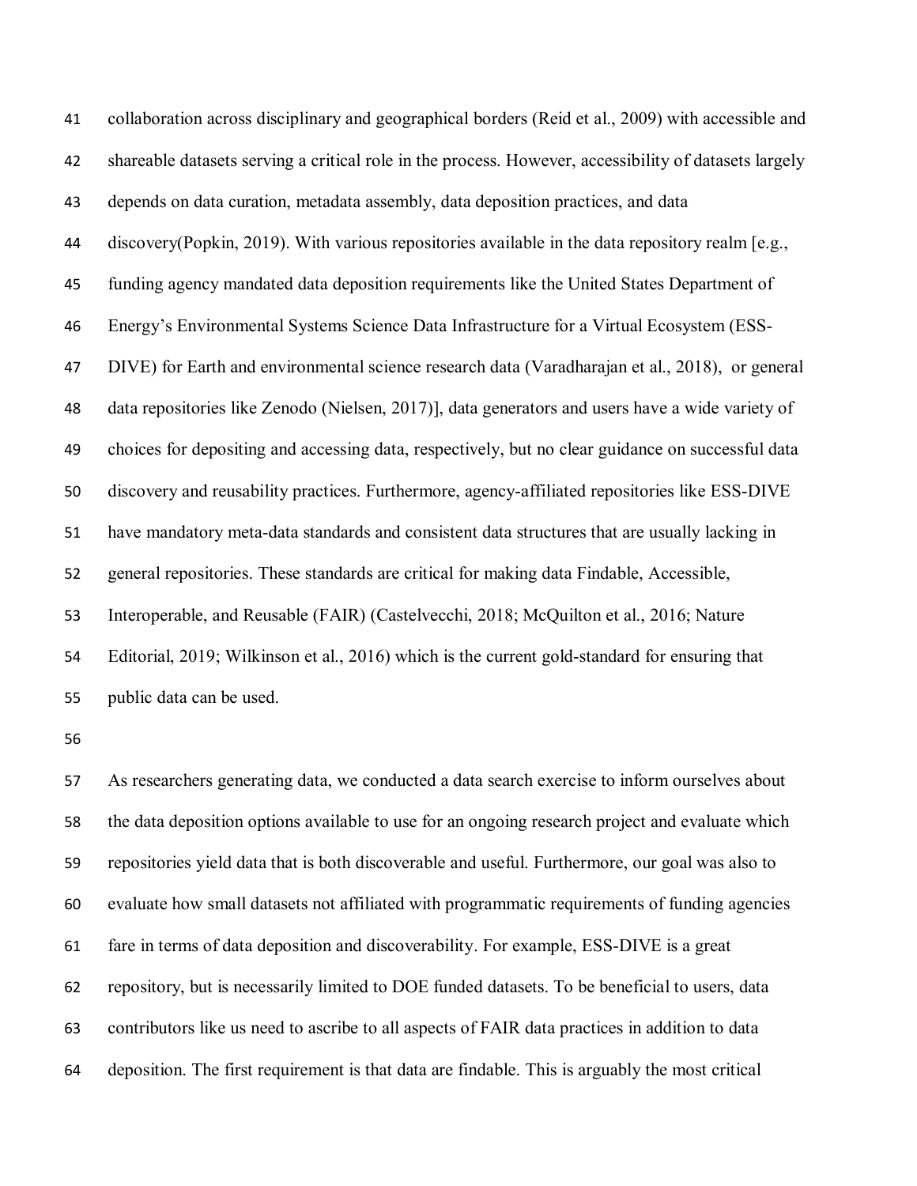collaboration across disciplinary and geographical borders (Reid et al., 2009) with accessible and shareable datasets serving a critical role in the process. However, accessibility of datasets largely depends on data curation, metadata assembly, data deposition practices, and data discovery(Popkin, 2019). With various repositories available in the data repository realm [e.g., funding agency mandated data deposition requirements like the United States Department of Energy's Environmental Systems Science Data Infrastructure for a Virtual Ecosystem (ESS-DIVE) for Earth and environmental science research data (Varadharajan et al., 2018), or general data repositories like Zenodo (Nielsen, 2017)], data generators and users have a wide variety of choices for depositing and accessing data, respectively, but no clear guidance on successful data discovery and reusability practices. Furthermore, agency-affiliated repositories like ESS-DIVE have mandatory meta-data standards and consistent data structures that are usually lacking in general repositories. These standards are critical for making data Findable, Accessible, Interoperable, and Reusable (FAIR) (Castelvecchi, 2018; McQuilton et al., 2016; Nature Editorial, 2019; Wilkinson et al., 2016) which is the current gold-standard for ensuring that public data can be used.

As researchers generating data, we conducted a data search exercise to inform ourselves about the data deposition options available to use for an ongoing research project and evaluate which repositories yield data that is both discoverable and useful. Furthermore, our goal was also to evaluate how small datasets not affiliated with programmatic requirements of funding agencies fare in terms of data deposition and discoverability. For example, ESS-DIVE is a great repository, but is necessarily limited to DOE funded datasets. To be beneficial to users, data contributors like us need to ascribe to all aspects of FAIR data practices in addition to data deposition. The first requirement is that data are findable. This is arguably the most critical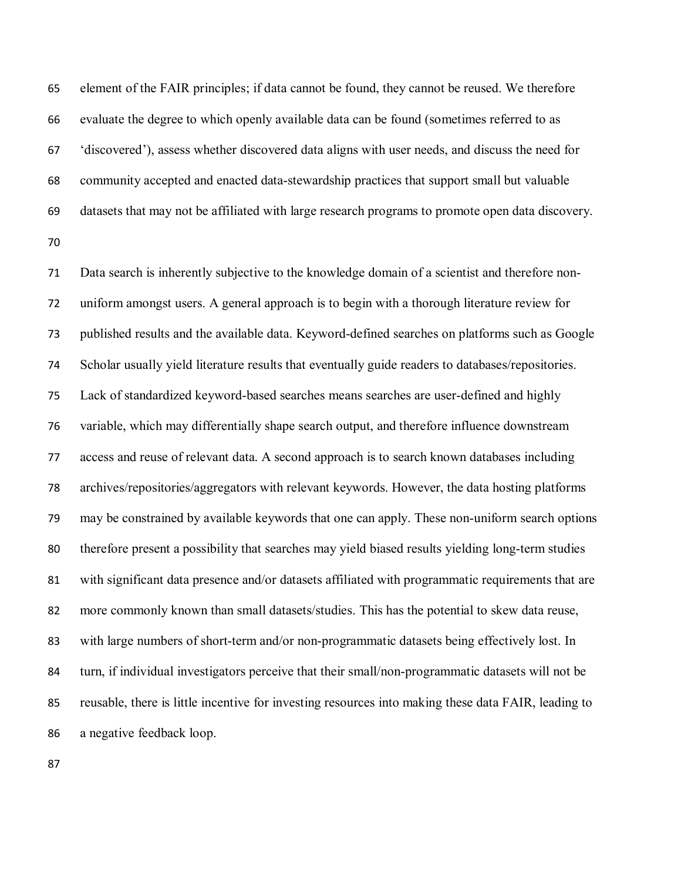element of the FAIR principles; if data cannot be found, they cannot be reused. We therefore evaluate the degree to which openly available data can be found (sometimes referred to as 'discovered'), assess whether discovered data aligns with user needs, and discuss the need for community accepted and enacted data-stewardship practices that support small but valuable datasets that may not be affiliated with large research programs to promote open data discovery.

Data search is inherently subjective to the knowledge domain of a scientist and therefore non-uniform amongst users. A general approach is to begin with a thorough literature review for published results and the available data. Keyword-defined searches on platforms such as Google Scholar usually yield literature results that eventually guide readers to databases/repositories. Lack of standardized keyword-based searches means searches are user-defined and highly variable, which may differentially shape search output, and therefore influence downstream access and reuse of relevant data. A second approach is to search known databases including archives/repositories/aggregators with relevant keywords. However, the data hosting platforms may be constrained by available keywords that one can apply. These non-uniform search options therefore present a possibility that searches may yield biased results yielding long-term studies with significant data presence and/or datasets affiliated with programmatic requirements that are more commonly known than small datasets/studies. This has the potential to skew data reuse, with large numbers of short-term and/or non-programmatic datasets being effectively lost. In turn, if individual investigators perceive that their small/non-programmatic datasets will not be reusable, there is little incentive for investing resources into making these data FAIR, leading to a negative feedback loop.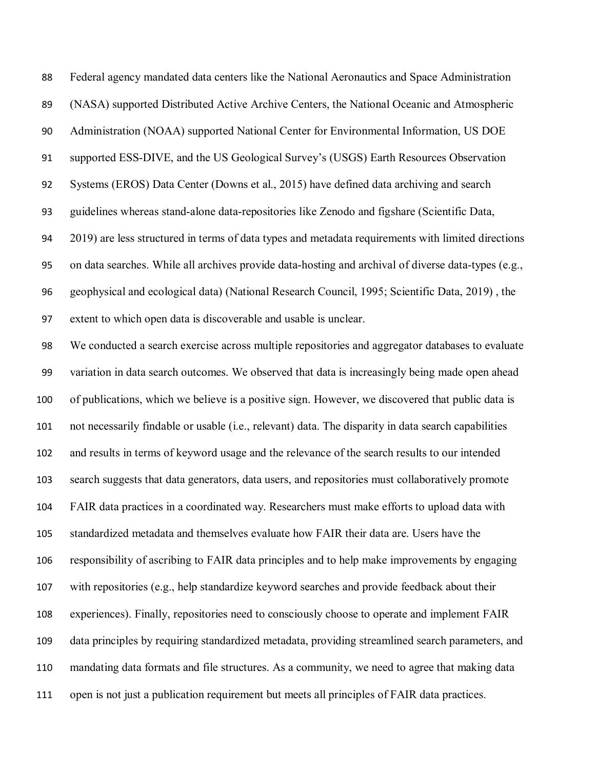Federal agency mandated data centers like the National Aeronautics and Space Administration (NASA) supported Distributed Active Archive Centers, the National Oceanic and Atmospheric Administration (NOAA) supported National Center for Environmental Information, US DOE supported ESS-DIVE, and the US Geological Survey's (USGS) Earth Resources Observation Systems (EROS) Data Center (Downs et al., 2015) have defined data archiving and search guidelines whereas stand-alone data-repositories like Zenodo and figshare (Scientific Data, 2019) are less structured in terms of data types and metadata requirements with limited directions on data searches. While all archives provide data-hosting and archival of diverse data-types (e.g., geophysical and ecological data) (National Research Council, 1995; Scientific Data, 2019) , the extent to which open data is discoverable and usable is unclear.

We conducted a search exercise across multiple repositories and aggregator databases to evaluate variation in data search outcomes. We observed that data is increasingly being made open ahead of publications, which we believe is a positive sign. However, we discovered that public data is not necessarily findable or usable (i.e., relevant) data. The disparity in data search capabilities and results in terms of keyword usage and the relevance of the search results to our intended search suggests that data generators, data users, and repositories must collaboratively promote FAIR data practices in a coordinated way. Researchers must make efforts to upload data with standardized metadata and themselves evaluate how FAIR their data are. Users have the responsibility of ascribing to FAIR data principles and to help make improvements by engaging with repositories (e.g., help standardize keyword searches and provide feedback about their experiences). Finally, repositories need to consciously choose to operate and implement FAIR data principles by requiring standardized metadata, providing streamlined search parameters, and mandating data formats and file structures. As a community, we need to agree that making data open is not just a publication requirement but meets all principles of FAIR data practices.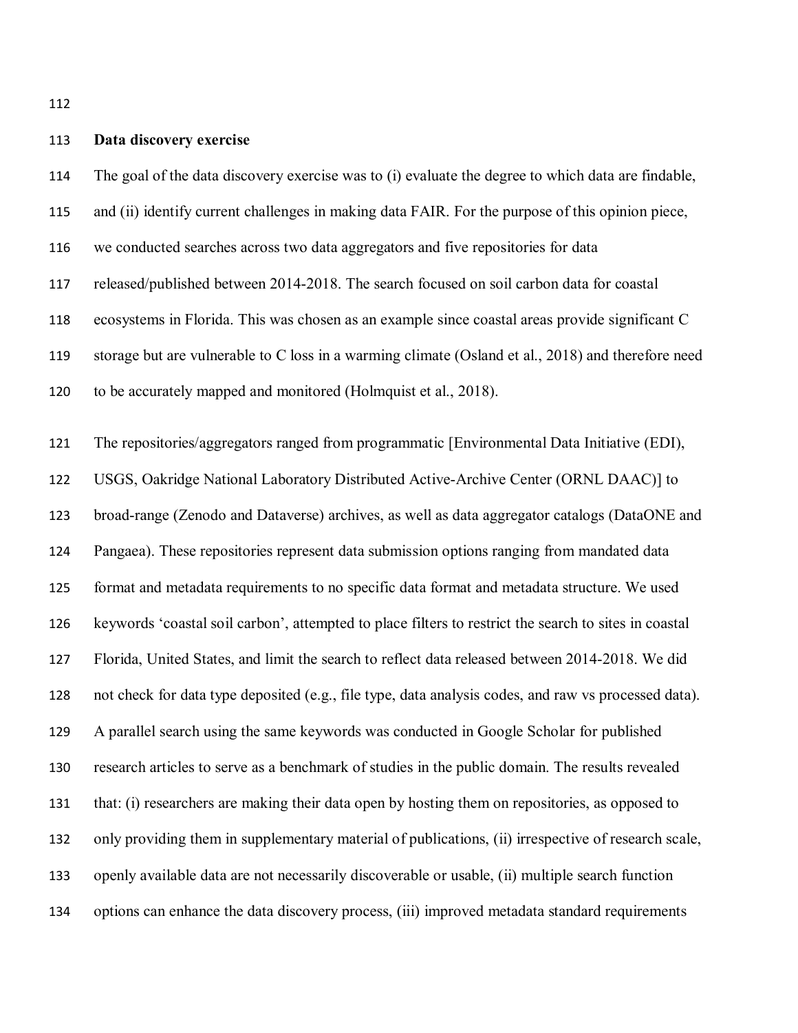**Data discovery exercise**

The goal of the data discovery exercise was to (i) evaluate the degree to which data are findable, and (ii) identify current challenges in making data FAIR. For the purpose of this opinion piece, we conducted searches across two data aggregators and five repositories for data released/published between 2014-2018. The search focused on soil carbon data for coastal ecosystems in Florida. This was chosen as an example since coastal areas provide significant C storage but are vulnerable to C loss in a warming climate (Osland et al., 2018) and therefore need to be accurately mapped and monitored (Holmquist et al., 2018).

The repositories/aggregators ranged from programmatic [Environmental Data Initiative (EDI), USGS, Oakridge National Laboratory Distributed Active-Archive Center (ORNL DAAC)] to broad-range (Zenodo and Dataverse) archives, as well as data aggregator catalogs (DataONE and Pangaea). These repositories represent data submission options ranging from mandated data format and metadata requirements to no specific data format and metadata structure. We used keywords 'coastal soil carbon', attempted to place filters to restrict the search to sites in coastal Florida, United States, and limit the search to reflect data released between 2014-2018. We did not check for data type deposited (e.g., file type, data analysis codes, and raw vs processed data). A parallel search using the same keywords was conducted in Google Scholar for published research articles to serve as a benchmark of studies in the public domain. The results revealed that: (i) researchers are making their data open by hosting them on repositories, as opposed to only providing them in supplementary material of publications, (ii) irrespective of research scale, openly available data are not necessarily discoverable or usable, (ii) multiple search function options can enhance the data discovery process, (iii) improved metadata standard requirements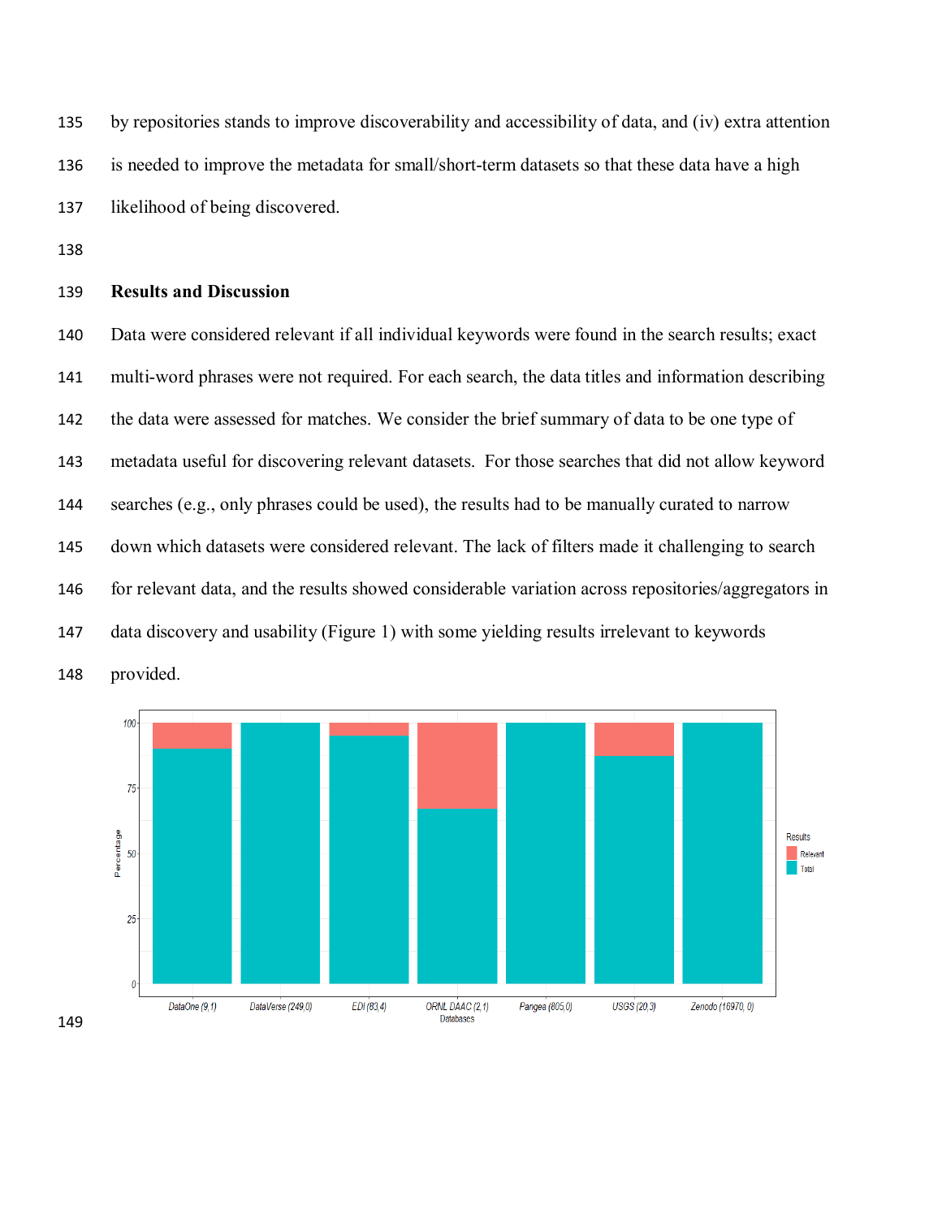by repositories stands to improve discoverability and accessibility of data, and (iv) extra attention is needed to improve the metadata for small/short-term datasets so that these data have a high likelihood of being discovered.

## Results and Discussion

Data were considered relevant if all individual keywords were found in the search results; exact multi-word phrases were not required. For each search, the data titles and information describing the data were assessed for matches. We consider the brief summary of data to be one type of metadata useful for discovering relevant datasets. For those searches that did not allow keyword searches (e.g., only phrases could be used), the results had to be manually curated to narrow down which datasets were considered relevant. The lack of filters made it challenging to search for relevant data, and the results showed considerable variation across repositories/aggregators in data discovery and usability (Figure 1) with some yielding results irrelevant to keywords provided.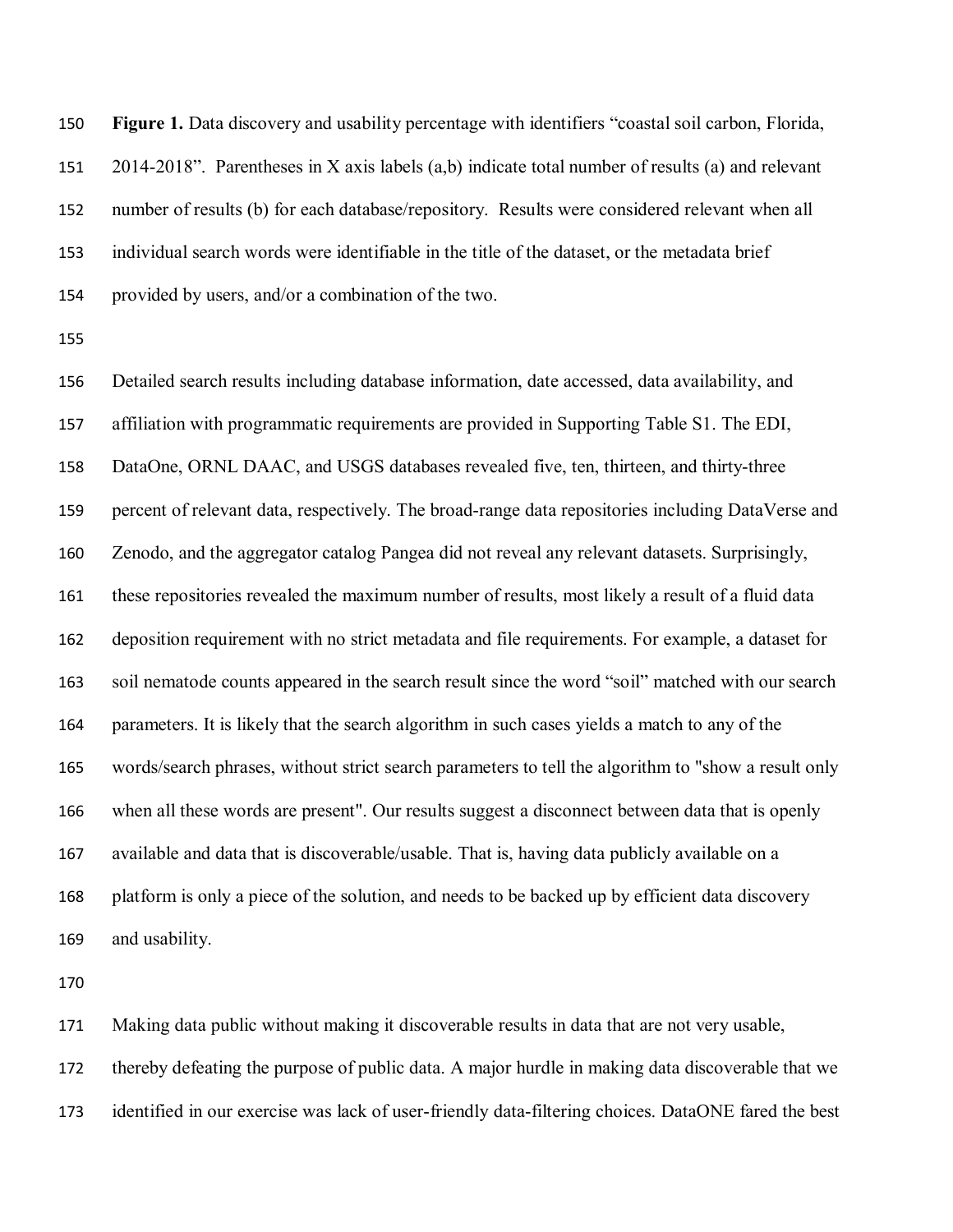**Figure 1.** Data discovery and usability percentage with identifiers "coastal soil carbon, Florida, 2014-2018". Parentheses in X axis labels (a,b) indicate total number of results (a) and relevant number of results (b) for each database/repository. Results were considered relevant when all individual search words were identifiable in the title of the dataset, or the metadata brief provided by users, and/or a combination of the two.

Detailed search results including database information, date accessed, data availability, and affiliation with programmatic requirements are provided in Supporting Table S1. The EDI, DataOne, ORNL DAAC, and USGS databases revealed five, ten, thirteen, and thirty-three percent of relevant data, respectively. The broad-range data repositories including DataVerse and Zenodo, and the aggregator catalog Pangea did not reveal any relevant datasets. Surprisingly, these repositories revealed the maximum number of results, most likely a result of a fluid data deposition requirement with no strict metadata and file requirements. For example, a dataset for soil nematode counts appeared in the search result since the word "soil" matched with our search parameters. It is likely that the search algorithm in such cases yields a match to any of the words/search phrases, without strict search parameters to tell the algorithm to "show a result only when all these words are present". Our results suggest a disconnect between data that is openly available and data that is discoverable/usable. That is, having data publicly available on a platform is only a piece of the solution, and needs to be backed up by efficient data discovery and usability.

Making data public without making it discoverable results in data that are not very usable, thereby defeating the purpose of public data. A major hurdle in making data discoverable that we identified in our exercise was lack of user-friendly data-filtering choices. DataONE fared the best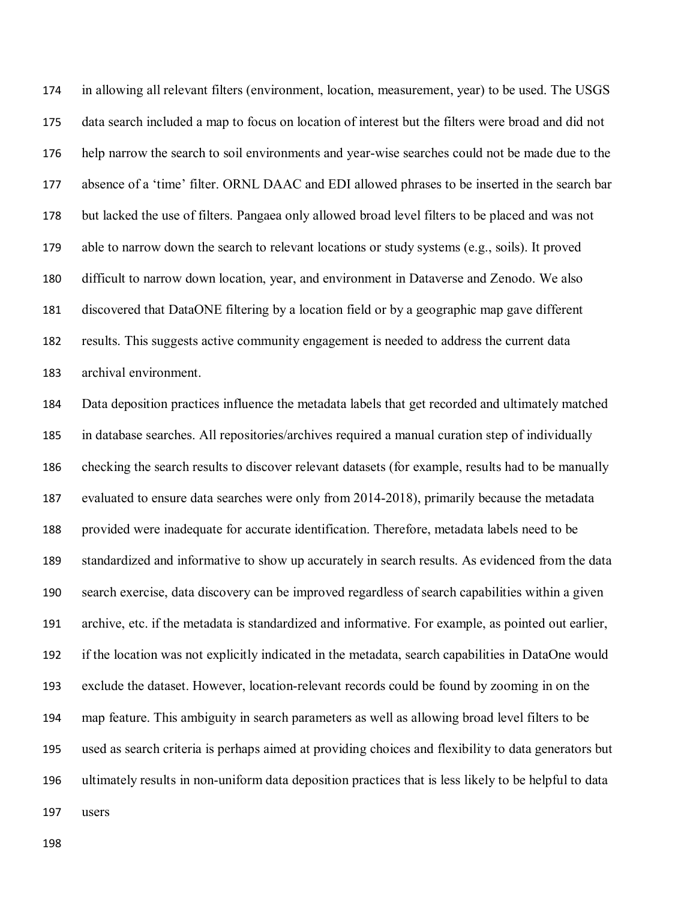in allowing all relevant filters (environment, location, measurement, year) to be used. The USGS data search included a map to focus on location of interest but the filters were broad and did not help narrow the search to soil environments and year-wise searches could not be made due to the absence of a 'time' filter. ORNL DAAC and EDI allowed phrases to be inserted in the search bar but lacked the use of filters. Pangaea only allowed broad level filters to be placed and was not able to narrow down the search to relevant locations or study systems (e.g., soils). It proved difficult to narrow down location, year, and environment in Dataverse and Zenodo. We also discovered that DataONE filtering by a location field or by a geographic map gave different results. This suggests active community engagement is needed to address the current data archival environment.

Data deposition practices influence the metadata labels that get recorded and ultimately matched in database searches. All repositories/archives required a manual curation step of individually checking the search results to discover relevant datasets (for example, results had to be manually evaluated to ensure data searches were only from 2014-2018), primarily because the metadata provided were inadequate for accurate identification. Therefore, metadata labels need to be standardized and informative to show up accurately in search results. As evidenced from the data search exercise, data discovery can be improved regardless of search capabilities within a given archive, etc. if the metadata is standardized and informative. For example, as pointed out earlier, if the location was not explicitly indicated in the metadata, search capabilities in DataOne would exclude the dataset. However, location-relevant records could be found by zooming in on the map feature. This ambiguity in search parameters as well as allowing broad level filters to be used as search criteria is perhaps aimed at providing choices and flexibility to data generators but ultimately results in non-uniform data deposition practices that is less likely to be helpful to data users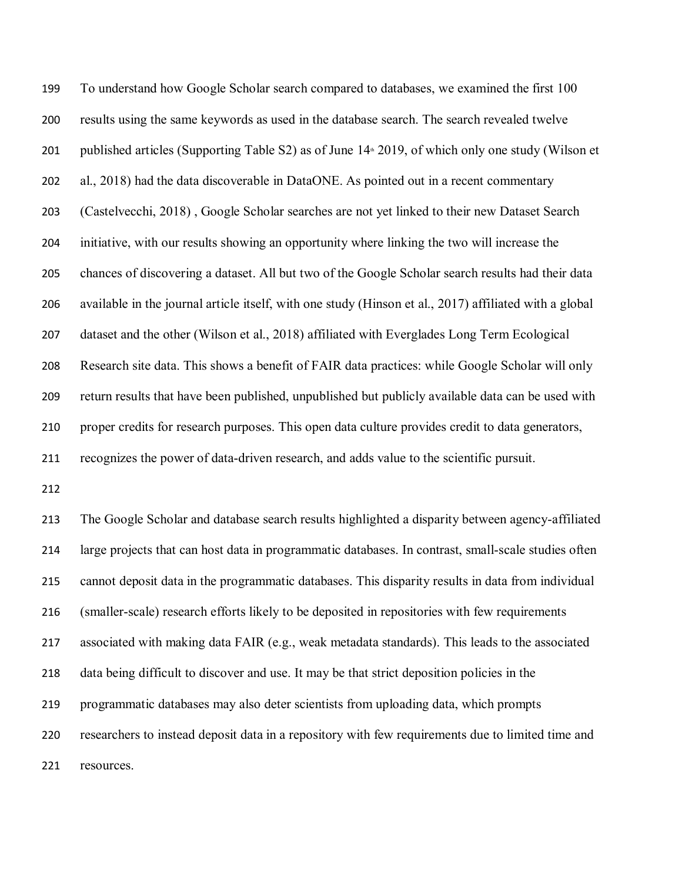To understand how Google Scholar search compared to databases, we examined the first 100 results using the same keywords as used in the database search. The search revealed twelve published articles (Supporting Table S2) as of June 14th 2019, of which only one study (Wilson et al., 2018) had the data discoverable in DataONE. As pointed out in a recent commentary (Castelvecchi, 2018) , Google Scholar searches are not yet linked to their new Dataset Search initiative, with our results showing an opportunity where linking the two will increase the chances of discovering a dataset. All but two of the Google Scholar search results had their data available in the journal article itself, with one study (Hinson et al., 2017) affiliated with a global dataset and the other (Wilson et al., 2018) affiliated with Everglades Long Term Ecological Research site data. This shows a benefit of FAIR data practices: while Google Scholar will only return results that have been published, unpublished but publicly available data can be used with proper credits for research purposes. This open data culture provides credit to data generators, recognizes the power of data-driven research, and adds value to the scientific pursuit.

The Google Scholar and database search results highlighted a disparity between agency-affiliated large projects that can host data in programmatic databases. In contrast, small-scale studies often cannot deposit data in the programmatic databases. This disparity results in data from individual (smaller-scale) research efforts likely to be deposited in repositories with few requirements associated with making data FAIR (e.g., weak metadata standards). This leads to the associated data being difficult to discover and use. It may be that strict deposition policies in the programmatic databases may also deter scientists from uploading data, which prompts researchers to instead deposit data in a repository with few requirements due to limited time and resources.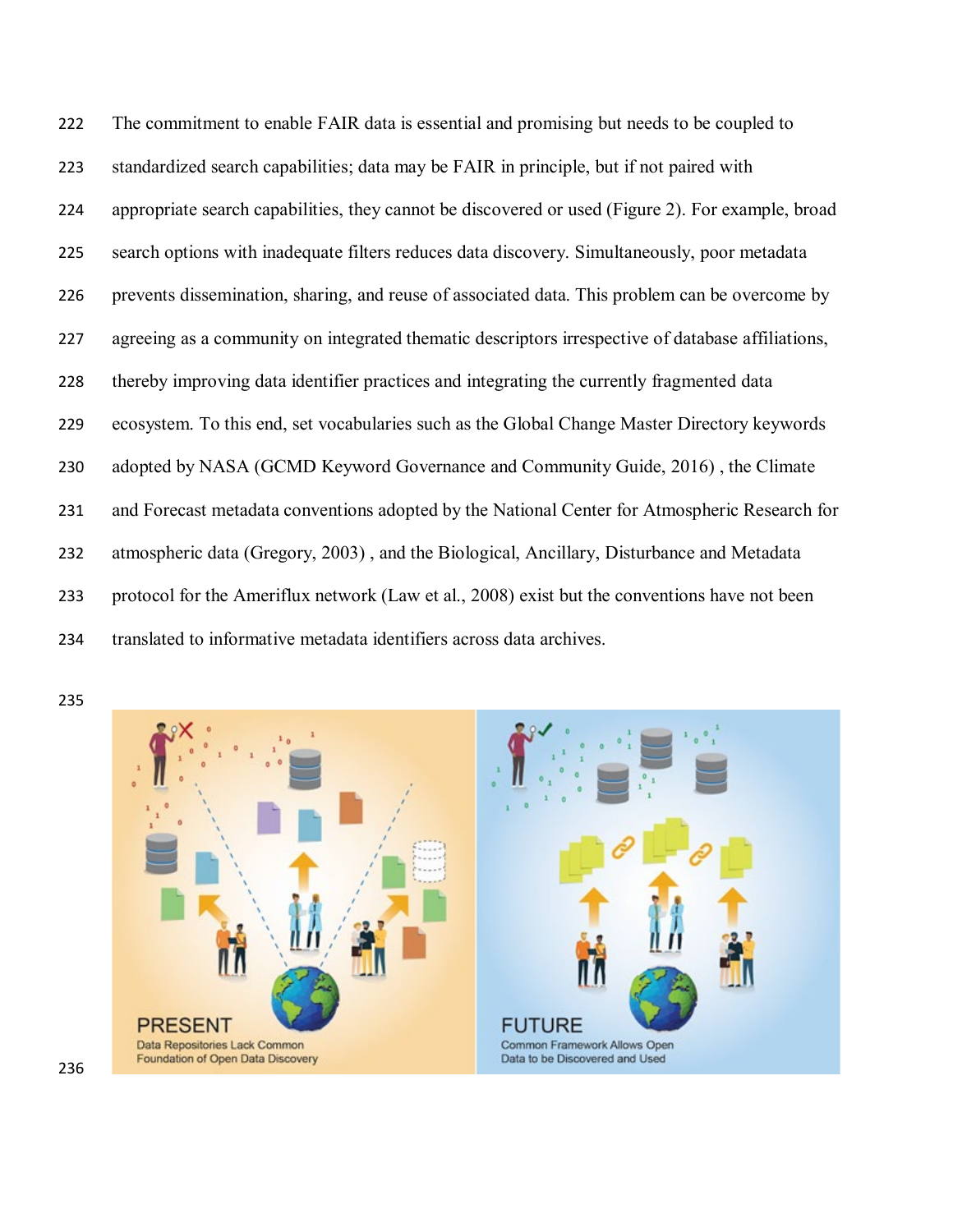The commitment to enable FAIR data is essential and promising but needs to be coupled to standardized search capabilities; data may be FAIR in principle, but if not paired with appropriate search capabilities, they cannot be discovered or used (Figure 2). For example, broad search options with inadequate filters reduces data discovery. Simultaneously, poor metadata prevents dissemination, sharing, and reuse of associated data. This problem can be overcome by agreeing as a community on integrated thematic descriptors irrespective of database affiliations, thereby improving data identifier practices and integrating the currently fragmented data ecosystem. To this end, set vocabularies such as the Global Change Master Directory keywords adopted by NASA (GCMD Keyword Governance and Community Guide, 2016) , the Climate and Forecast metadata conventions adopted by the National Center for Atmospheric Research for atmospheric data (Gregory, 2003) , and the Biological, Ancillary, Disturbance and Metadata protocol for the Ameriflux network (Law et al., 2008) exist but the conventions have not been translated to informative metadata identifiers across data archives.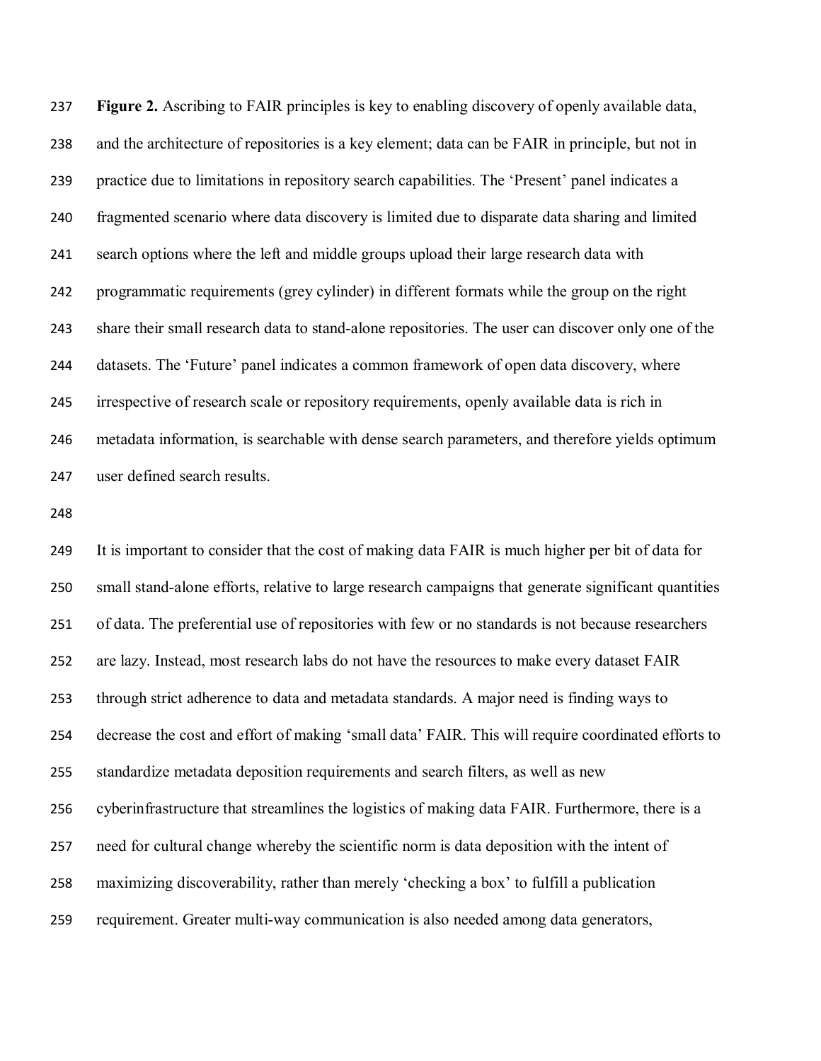**Figure 2.** Ascribing to FAIR principles is key to enabling discovery of openly available data, and the architecture of repositories is a key element; data can be FAIR in principle, but not in practice due to limitations in repository search capabilities. The 'Present' panel indicates a fragmented scenario where data discovery is limited due to disparate data sharing and limited search options where the left and middle groups upload their large research data with programmatic requirements (grey cylinder) in different formats while the group on the right share their small research data to stand-alone repositories. The user can discover only one of the datasets. The 'Future' panel indicates a common framework of open data discovery, where irrespective of research scale or repository requirements, openly available data is rich in metadata information, is searchable with dense search parameters, and therefore yields optimum user defined search results.

It is important to consider that the cost of making data FAIR is much higher per bit of data for small stand-alone efforts, relative to large research campaigns that generate significant quantities of data. The preferential use of repositories with few or no standards is not because researchers are lazy. Instead, most research labs do not have the resources to make every dataset FAIR through strict adherence to data and metadata standards. A major need is finding ways to decrease the cost and effort of making 'small data' FAIR. This will require coordinated efforts to standardize metadata deposition requirements and search filters, as well as new cyberinfrastructure that streamlines the logistics of making data FAIR. Furthermore, there is a need for cultural change whereby the scientific norm is data deposition with the intent of maximizing discoverability, rather than merely 'checking a box' to fulfill a publication requirement. Greater multi-way communication is also needed among data generators,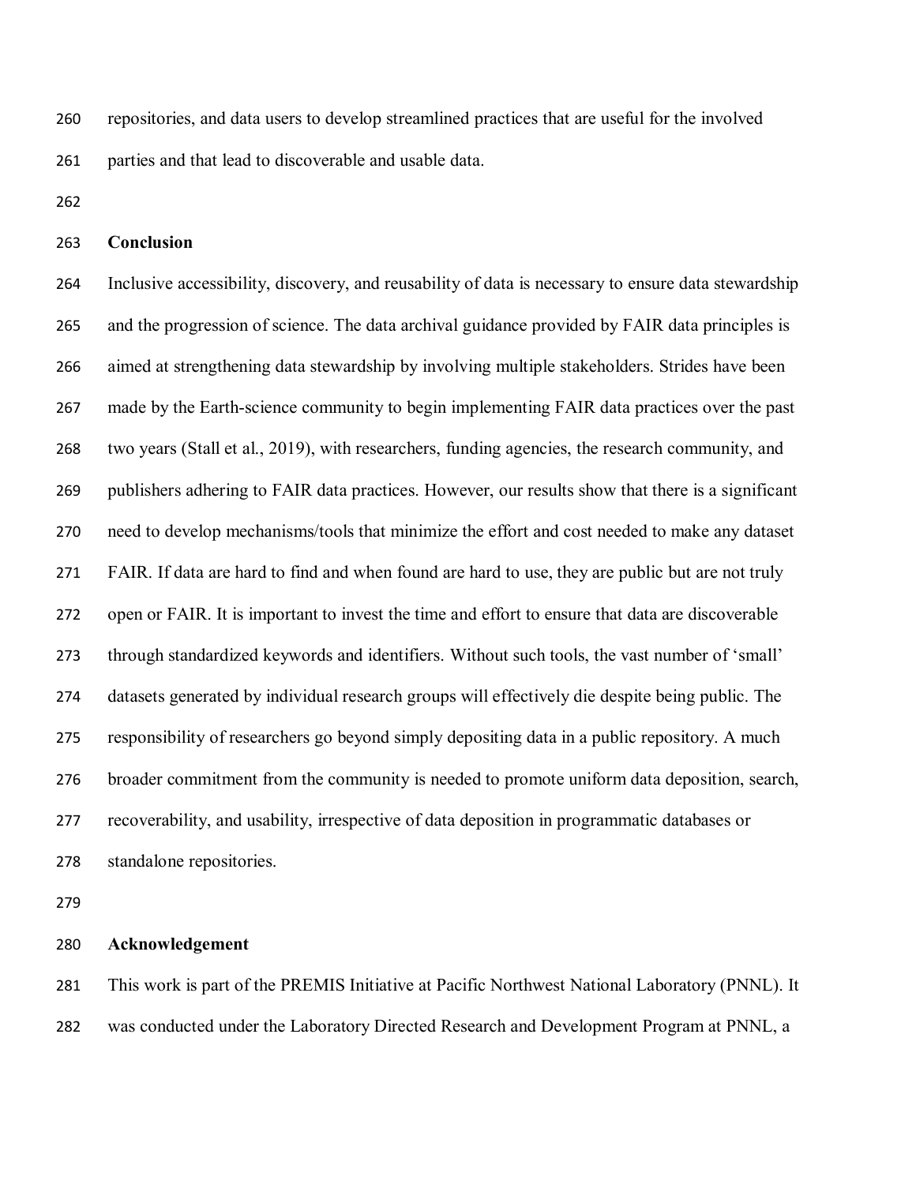repositories, and data users to develop streamlined practices that are useful for the involved parties and that lead to discoverable and usable data.

## Conclusion

Inclusive accessibility, discovery, and reusability of data is necessary to ensure data stewardship and the progression of science. The data archival guidance provided by FAIR data principles is aimed at strengthening data stewardship by involving multiple stakeholders. Strides have been made by the Earth-science community to begin implementing FAIR data practices over the past two years (Stall et al., 2019), with researchers, funding agencies, the research community, and publishers adhering to FAIR data practices. However, our results show that there is a significant need to develop mechanisms/tools that minimize the effort and cost needed to make any dataset FAIR. If data are hard to find and when found are hard to use, they are public but are not truly open or FAIR. It is important to invest the time and effort to ensure that data are discoverable through standardized keywords and identifiers. Without such tools, the vast number of 'small' datasets generated by individual research groups will effectively die despite being public. The responsibility of researchers go beyond simply depositing data in a public repository. A much broader commitment from the community is needed to promote uniform data deposition, search, recoverability, and usability, irrespective of data deposition in programmatic databases or standalone repositories.

## Acknowledgement

This work is part of the PREMIS Initiative at Pacific Northwest National Laboratory (PNNL). It was conducted under the Laboratory Directed Research and Development Program at PNNL, a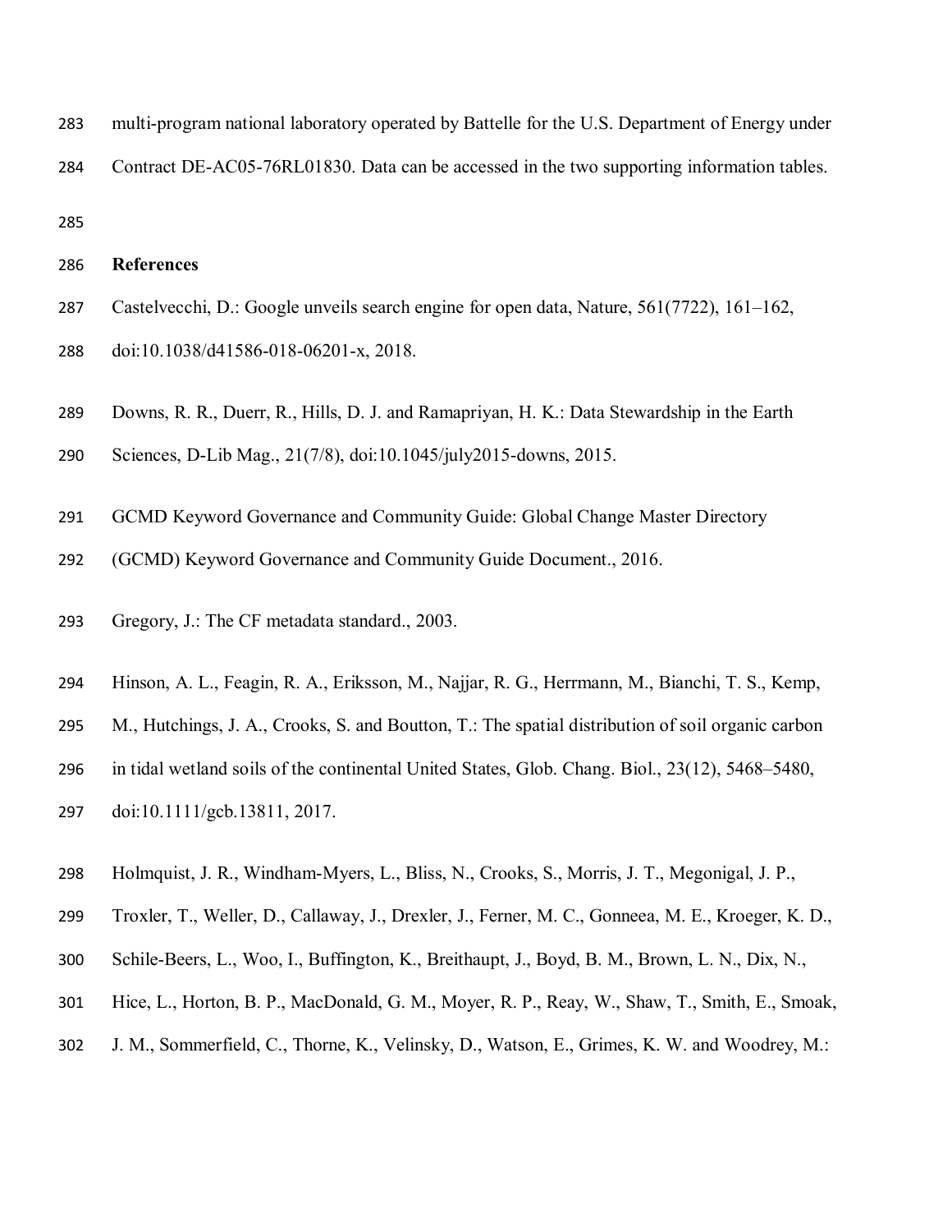multi-program national laboratory operated by Battelle for the U.S. Department of Energy under Contract DE-AC05-76RL01830. Data can be accessed in the two supporting information tables.

## References

Castelvecchi, D.: Google unveils search engine for open data, Nature, 561(7722), 161–162, doi:10.1038/d41586-018-06201-x, 2018.

Downs, R. R., Duerr, R., Hills, D. J. and Ramapriyan, H. K.: Data Stewardship in the Earth Sciences, D-Lib Mag., 21(7/8), doi:10.1045/july2015-downs, 2015.

GCMD Keyword Governance and Community Guide: Global Change Master Directory (GCMD) Keyword Governance and Community Guide Document., 2016.

Gregory, J.: The CF metadata standard., 2003.

Hinson, A. L., Feagin, R. A., Eriksson, M., Najjar, R. G., Herrmann, M., Bianchi, T. S., Kemp, M., Hutchings, J. A., Crooks, S. and Boutton, T.: The spatial distribution of soil organic carbon in tidal wetland soils of the continental United States, Glob. Chang. Biol., 23(12), 5468–5480, doi:10.1111/gcb.13811, 2017.

Holmquist, J. R., Windham-Myers, L., Bliss, N., Crooks, S., Morris, J. T., Megonigal, J. P., Troxler, T., Weller, D., Callaway, J., Drexler, J., Ferner, M. C., Gonneea, M. E., Kroeger, K. D., Schile-Beers, L., Woo, I., Buffington, K., Breithaupt, J., Boyd, B. M., Brown, L. N., Dix, N., Hice, L., Horton, B. P., MacDonald, G. M., Moyer, R. P., Reay, W., Shaw, T., Smith, E., Smoak, J. M., Sommerfield, C., Thorne, K., Velinsky, D., Watson, E., Grimes, K. W. and Woodrey, M.: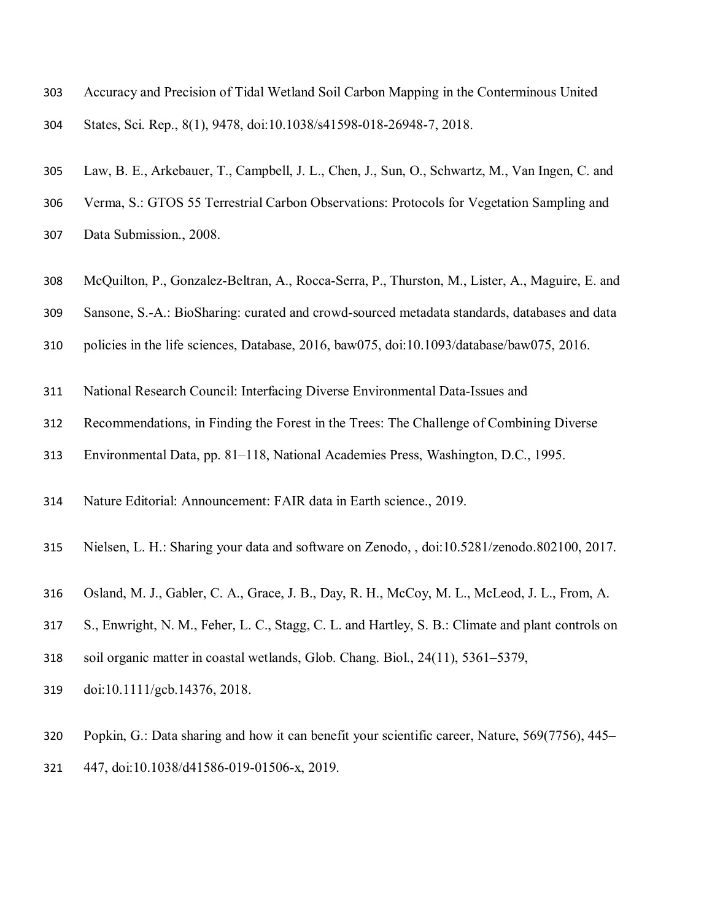Accuracy and Precision of Tidal Wetland Soil Carbon Mapping in the Conterminous United States, Sci. Rep., 8(1), 9478, doi:10.1038/s41598-018-26948-7, 2018.

Law, B. E., Arkebauer, T., Campbell, J. L., Chen, J., Sun, O., Schwartz, M., Van Ingen, C. and Verma, S.: GTOS 55 Terrestrial Carbon Observations: Protocols for Vegetation Sampling and Data Submission., 2008.

McQuilton, P., Gonzalez-Beltran, A., Rocca-Serra, P., Thurston, M., Lister, A., Maguire, E. and Sansone, S.-A.: BioSharing: curated and crowd-sourced metadata standards, databases and data policies in the life sciences, Database, 2016, baw075, doi:10.1093/database/baw075, 2016.

National Research Council: Interfacing Diverse Environmental Data-Issues and Recommendations, in Finding the Forest in the Trees: The Challenge of Combining Diverse Environmental Data, pp. 81–118, National Academies Press, Washington, D.C., 1995.

Nature Editorial: Announcement: FAIR data in Earth science., 2019.

Nielsen, L. H.: Sharing your data and software on Zenodo, , doi:10.5281/zenodo.802100, 2017.

Osland, M. J., Gabler, C. A., Grace, J. B., Day, R. H., McCoy, M. L., McLeod, J. L., From, A. S., Enwright, N. M., Feher, L. C., Stagg, C. L. and Hartley, S. B.: Climate and plant controls on soil organic matter in coastal wetlands, Glob. Chang. Biol., 24(11), 5361–5379, doi:10.1111/gcb.14376, 2018.

Popkin, G.: Data sharing and how it can benefit your scientific career, Nature, 569(7756), 445–447, doi:10.1038/d41586-019-01506-x, 2019.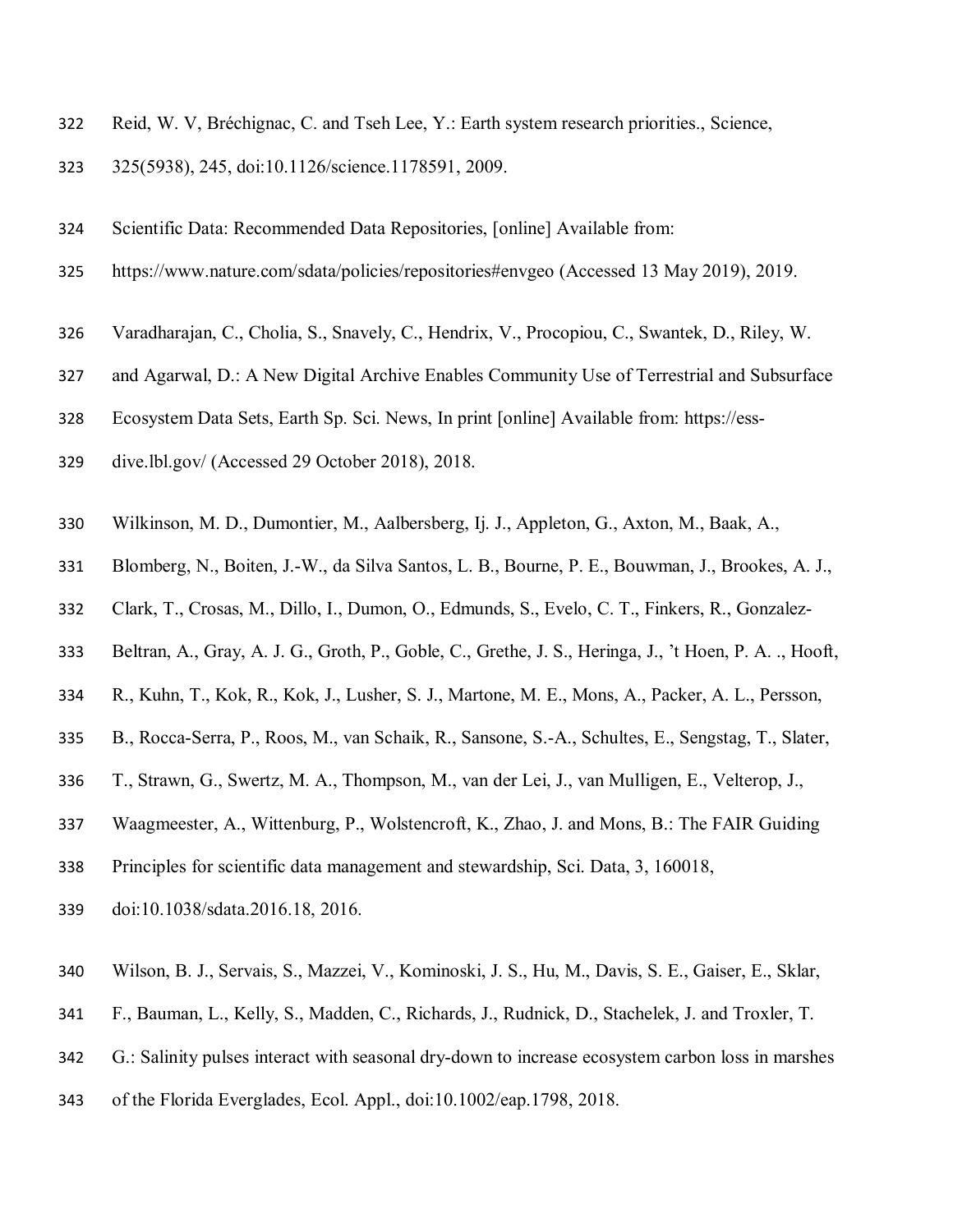Reid, W. V, Bréchignac, C. and Tseh Lee, Y.: Earth system research priorities., Science, 325(5938), 245, doi:10.1126/science.1178591, 2009.

Scientific Data: Recommended Data Repositories, [online] Available from: https://www.nature.com/sdata/policies/repositories#envgeo (Accessed 13 May 2019), 2019.

Varadharajan, C., Cholia, S., Snavely, C., Hendrix, V., Procopiou, C., Swantek, D., Riley, W. and Agarwal, D.: A New Digital Archive Enables Community Use of Terrestrial and Subsurface Ecosystem Data Sets, Earth Sp. Sci. News, In print [online] Available from: https://ess-dive.lbl.gov/ (Accessed 29 October 2018), 2018.

Wilkinson, M. D., Dumontier, M., Aalbersberg, Ij. J., Appleton, G., Axton, M., Baak, A., Blomberg, N., Boiten, J.-W., da Silva Santos, L. B., Bourne, P. E., Bouwman, J., Brookes, A. J., Clark, T., Crosas, M., Dillo, I., Dumon, O., Edmunds, S., Evelo, C. T., Finkers, R., Gonzalez-Beltran, A., Gray, A. J. G., Groth, P., Goble, C., Grethe, J. S., Heringa, J., 't Hoen, P. A ., Hooft, R., Kuhn, T., Kok, R., Kok, J., Lusher, S. J., Martone, M. E., Mons, A., Packer, A. L., Persson, B., Rocca-Serra, P., Roos, M., van Schaik, R., Sansone, S.-A., Schultes, E., Sengstag, T., Slater, T., Strawn, G., Swertz, M. A., Thompson, M., van der Lei, J., van Mulligen, E., Velterop, J., Waagmeester, A., Wittenburg, P., Wolstencroft, K., Zhao, J. and Mons, B.: The FAIR Guiding Principles for scientific data management and stewardship, Sci. Data, 3, 160018, doi:10.1038/sdata.2016.18, 2016.

Wilson, B. J., Servais, S., Mazzei, V., Kominoski, J. S., Hu, M., Davis, S. E., Gaiser, E., Sklar, F., Bauman, L., Kelly, S., Madden, C., Richards, J., Rudnick, D., Stachelek, J. and Troxler, T. G.: Salinity pulses interact with seasonal dry-down to increase ecosystem carbon loss in marshes of the Florida Everglades, Ecol. Appl., doi:10.1002/eap.1798, 2018.